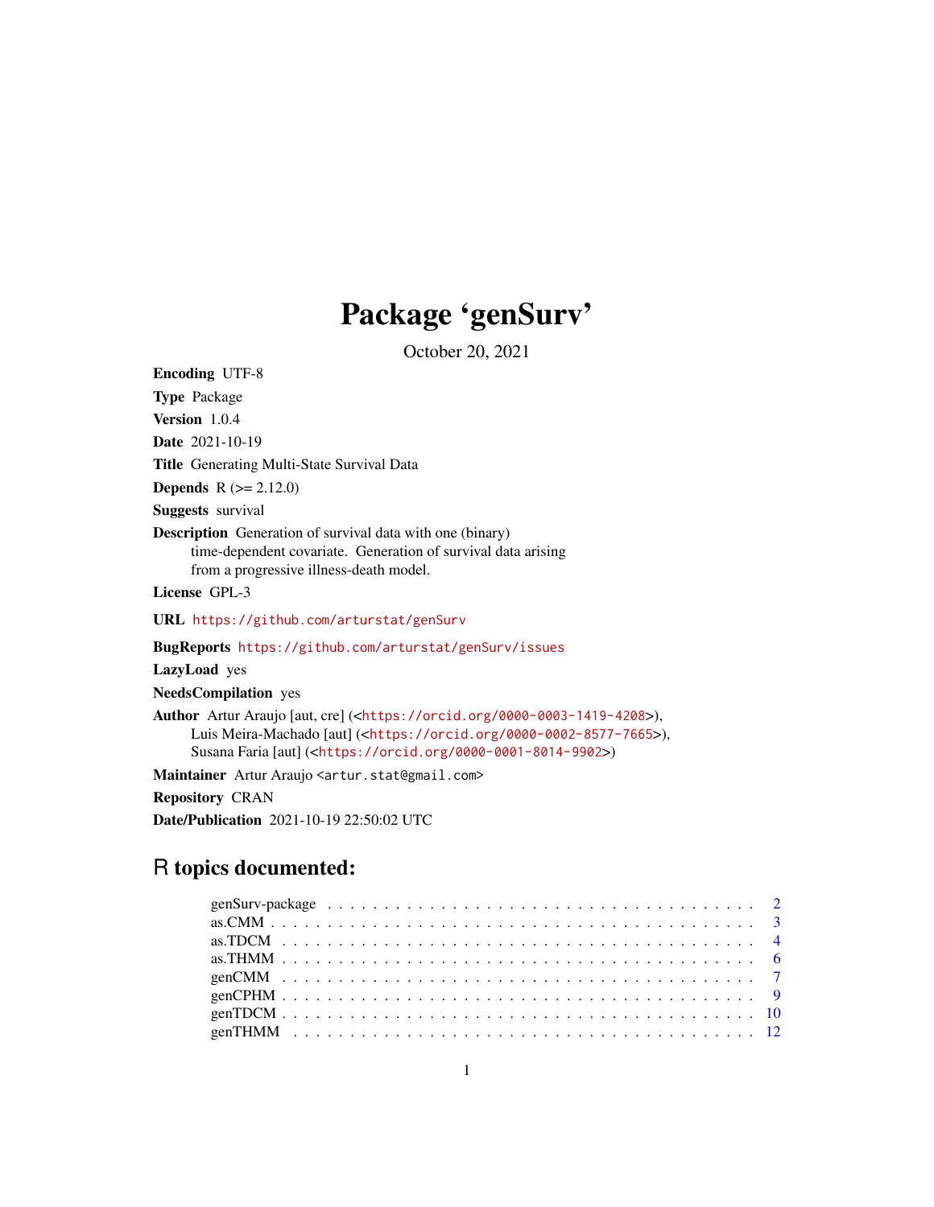# Package 'genSurv'

October 20, 2021

**Encoding** UTF-8

**Type** Package

**Version** 1.0.4

**Date** 2021-10-19

**Title** Generating Multi-State Survival Data

**Depends** R (>= 2.12.0)

**Suggests** survival

**Description** Generation of survival data with one (binary) time-dependent covariate. Generation of survival data arising from a progressive illness-death model.

**License** GPL-3

**URL** https://github.com/arturstat/genSurv

**BugReports** https://github.com/arturstat/genSurv/issues

**LazyLoad** yes

**NeedsCompilation** yes

**Author** Artur Araujo [aut, cre] (<https://orcid.org/0000-0003-1419-4208>), Luis Meira-Machado [aut] (<https://orcid.org/0000-0002-8577-7665>), Susana Faria [aut] (<https://orcid.org/0000-0001-8014-9902>)

**Maintainer** Artur Araujo <artur.stat@gmail.com>

**Repository** CRAN

**Date/Publication** 2021-10-19 22:50:02 UTC

## R topics documented:

- genSurv-package . . . . . . . . . . . . . . . . . . . . . . . . . . . . . . . . . . . . . . . . 2
- as.CMM . . . . . . . . . . . . . . . . . . . . . . . . . . . . . . . . . . . . . . . . . . . . . 3
- as.TDCM . . . . . . . . . . . . . . . . . . . . . . . . . . . . . . . . . . . . . . . . . . . . 4
- as.THMM . . . . . . . . . . . . . . . . . . . . . . . . . . . . . . . . . . . . . . . . . . . . 6
- genCMM . . . . . . . . . . . . . . . . . . . . . . . . . . . . . . . . . . . . . . . . . . . . . 7
- genCPHM . . . . . . . . . . . . . . . . . . . . . . . . . . . . . . . . . . . . . . . . . . . . 9
- genTDCM . . . . . . . . . . . . . . . . . . . . . . . . . . . . . . . . . . . . . . . . . . . . 10
- genTHMM . . . . . . . . . . . . . . . . . . . . . . . . . . . . . . . . . . . . . . . . . . . . 12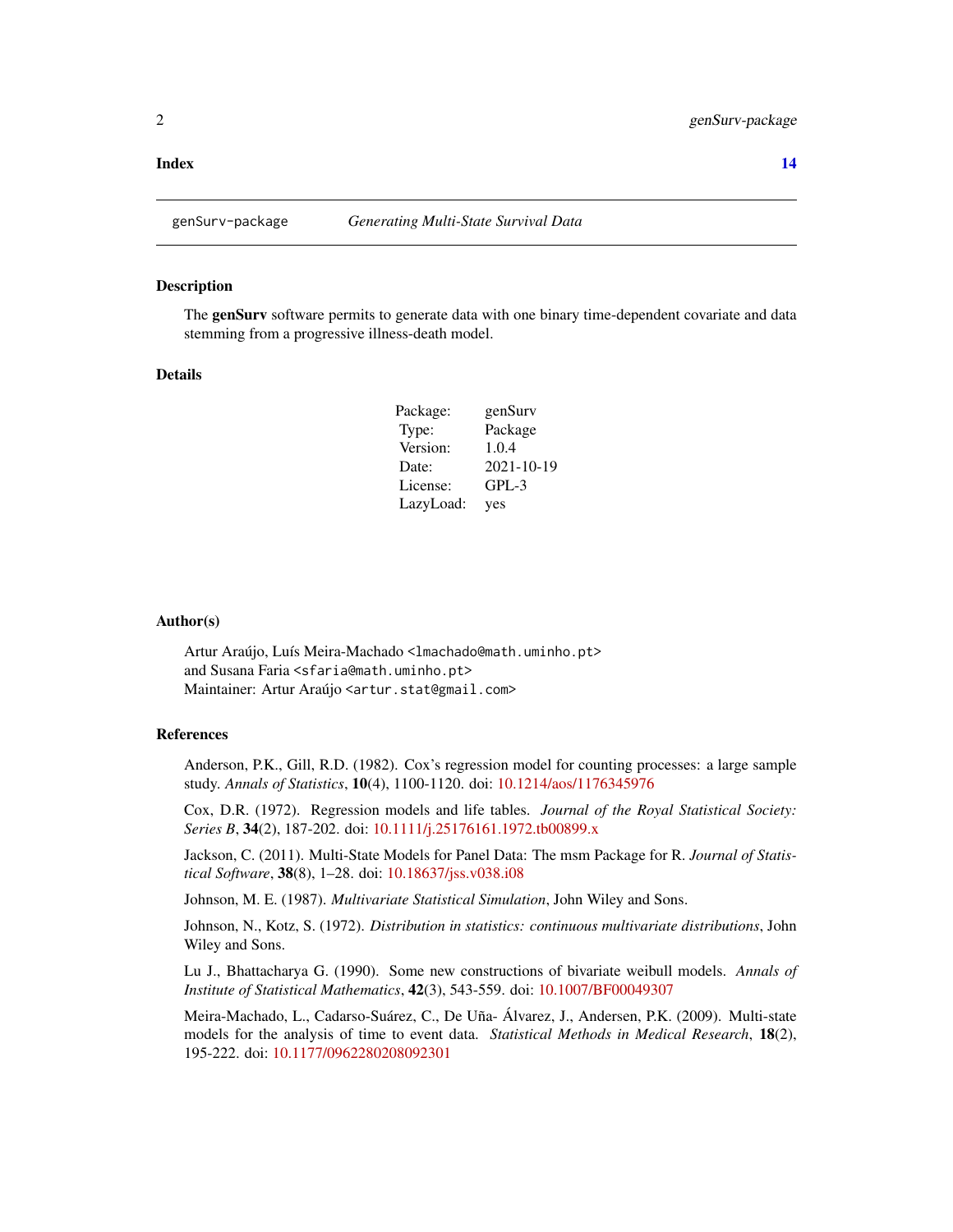**Index** **14**

---

`genSurv-package` *Generating Multi-State Survival Data*

---

## Description

The **genSurv** software permits to generate data with one binary time-dependent covariate and data stemming from a progressive illness-death model.

## Details

| | |
|---|---|
| Package: | genSurv |
| Type: | Package |
| Version: | 1.0.4 |
| Date: | 2021-10-19 |
| License: | GPL-3 |
| LazyLoad: | yes |

## Author(s)

Artur Araújo, Luís Meira-Machado <lmachado@math.uminho.pt>
and Susana Faria <sfaria@math.uminho.pt>
Maintainer: Artur Araújo <artur.stat@gmail.com>

## References

Anderson, P.K., Gill, R.D. (1982). Cox's regression model for counting processes: a large sample study. *Annals of Statistics*, **10**(4), 1100-1120. doi: 10.1214/aos/1176345976

Cox, D.R. (1972). Regression models and life tables. *Journal of the Royal Statistical Society: Series B*, **34**(2), 187-202. doi: 10.1111/j.25176161.1972.tb00899.x

Jackson, C. (2011). Multi-State Models for Panel Data: The msm Package for R. *Journal of Statistical Software*, **38**(8), 1–28. doi: 10.18637/jss.v038.i08

Johnson, M. E. (1987). *Multivariate Statistical Simulation*, John Wiley and Sons.

Johnson, N., Kotz, S. (1972). *Distribution in statistics: continuous multivariate distributions*, John Wiley and Sons.

Lu J., Bhattacharya G. (1990). Some new constructions of bivariate weibull models. *Annals of Institute of Statistical Mathematics*, **42**(3), 543-559. doi: 10.1007/BF00049307

Meira-Machado, L., Cadarso-Suárez, C., De Uña- Álvarez, J., Andersen, P.K. (2009). Multi-state models for the analysis of time to event data. *Statistical Methods in Medical Research*, **18**(2), 195-222. doi: 10.1177/0962280208092301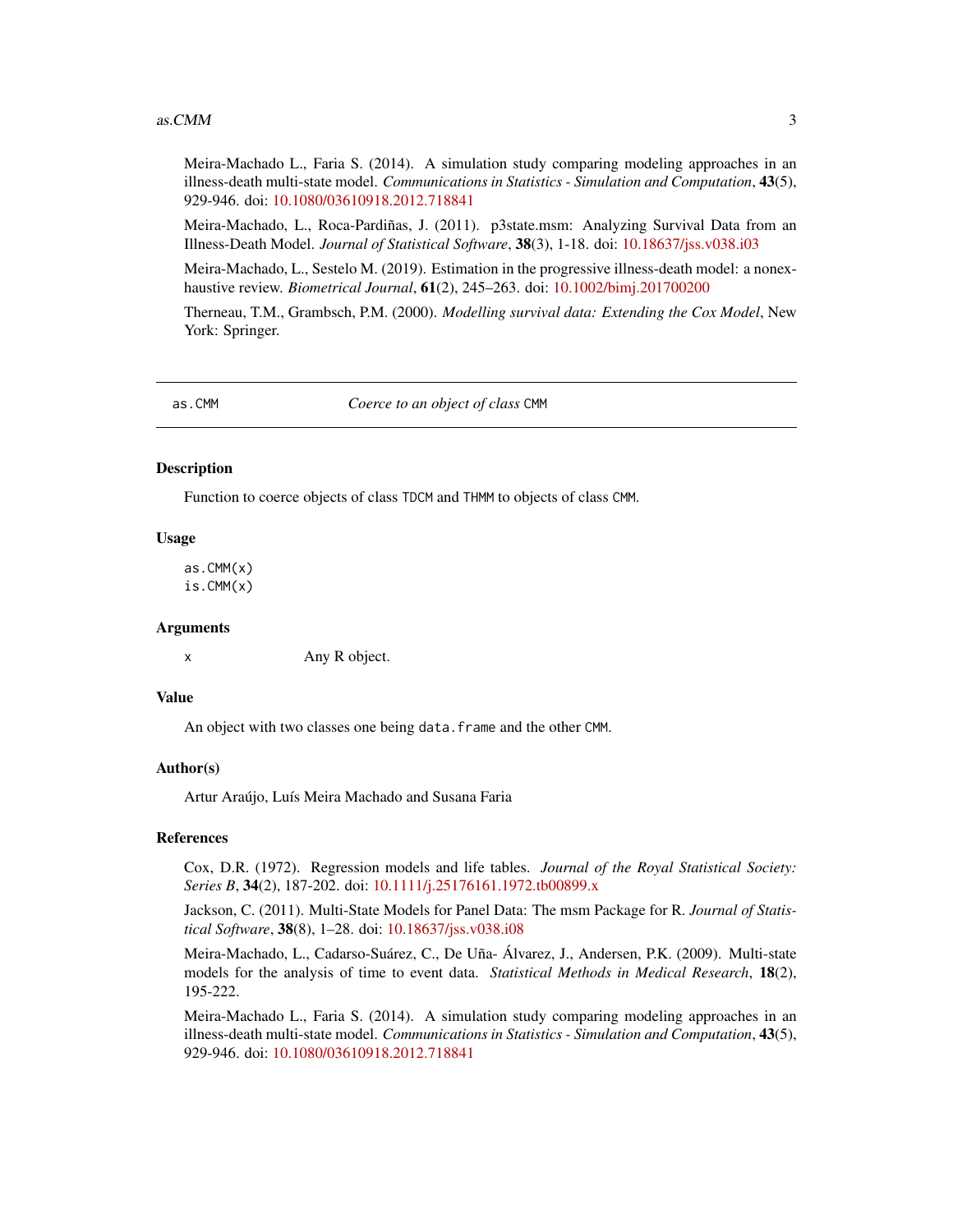Meira-Machado L., Faria S. (2014). A simulation study comparing modeling approaches in an illness-death multi-state model. *Communications in Statistics - Simulation and Computation*, **43**(5), 929-946. doi: 10.1080/03610918.2012.718841

Meira-Machado, L., Roca-Pardiñas, J. (2011). p3state.msm: Analyzing Survival Data from an Illness-Death Model. *Journal of Statistical Software*, **38**(3), 1-18. doi: 10.18637/jss.v038.i03

Meira-Machado, L., Sestelo M. (2019). Estimation in the progressive illness-death model: a nonexhaustive review. *Biometrical Journal*, **61**(2), 245–263. doi: 10.1002/bimj.201700200

Therneau, T.M., Grambsch, P.M. (2000). *Modelling survival data: Extending the Cox Model*, New York: Springer.

---

## as.CMM — *Coerce to an object of class* CMM

### Description

Function to coerce objects of class TDCM and THMM to objects of class CMM.

### Usage

```
as.CMM(x)
is.CMM(x)
```

### Arguments

| | |
|---|---|
| x | Any R object. |

### Value

An object with two classes one being data.frame and the other CMM.

### Author(s)

Artur Araújo, Luís Meira Machado and Susana Faria

### References

Cox, D.R. (1972). Regression models and life tables. *Journal of the Royal Statistical Society: Series B*, **34**(2), 187-202. doi: 10.1111/j.25176161.1972.tb00899.x

Jackson, C. (2011). Multi-State Models for Panel Data: The msm Package for R. *Journal of Statistical Software*, **38**(8), 1–28. doi: 10.18637/jss.v038.i08

Meira-Machado, L., Cadarso-Suárez, C., De Uña- Álvarez, J., Andersen, P.K. (2009). Multi-state models for the analysis of time to event data. *Statistical Methods in Medical Research*, **18**(2), 195-222.

Meira-Machado L., Faria S. (2014). A simulation study comparing modeling approaches in an illness-death multi-state model. *Communications in Statistics - Simulation and Computation*, **43**(5), 929-946. doi: 10.1080/03610918.2012.718841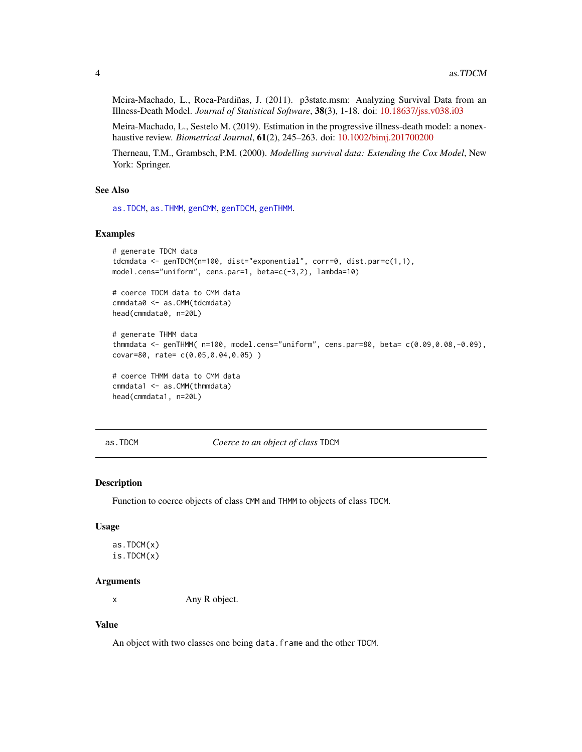Meira-Machado, L., Roca-Pardiñas, J. (2011). p3state.msm: Analyzing Survival Data from an Illness-Death Model. *Journal of Statistical Software*, **38**(3), 1-18. doi: 10.18637/jss.v038.i03

Meira-Machado, L., Sestelo M. (2019). Estimation in the progressive illness-death model: a nonexhaustive review. *Biometrical Journal*, **61**(2), 245–263. doi: 10.1002/bimj.201700200

Therneau, T.M., Grambsch, P.M. (2000). *Modelling survival data: Extending the Cox Model*, New York: Springer.

### See Also

`as.TDCM`, `as.THMM`, `genCMM`, `genTDCM`, `genTHMM`.

### Examples

```
# generate TDCM data
tdcmdata <- genTDCM(n=100, dist="exponential", corr=0, dist.par=c(1,1),
model.cens="uniform", cens.par=1, beta=c(-3,2), lambda=10)

# coerce TDCM data to CMM data
cmmdata0 <- as.CMM(tdcmdata)
head(cmmdata0, n=20L)

# generate THMM data
thmmdata <- genTHMM( n=100, model.cens="uniform", cens.par=80, beta= c(0.09,0.08,-0.09),
covar=80, rate= c(0.05,0.04,0.05) )

# coerce THMM data to CMM data
cmmdata1 <- as.CMM(thmmdata)
head(cmmdata1, n=20L)
```

---

## as.TDCM — *Coerce to an object of class* TDCM

### Description

Function to coerce objects of class `CMM` and `THMM` to objects of class `TDCM`.

### Usage

```
as.TDCM(x)
is.TDCM(x)
```

### Arguments

| | |
|---|---|
| x | Any R object. |

### Value

An object with two classes one being `data.frame` and the other `TDCM`.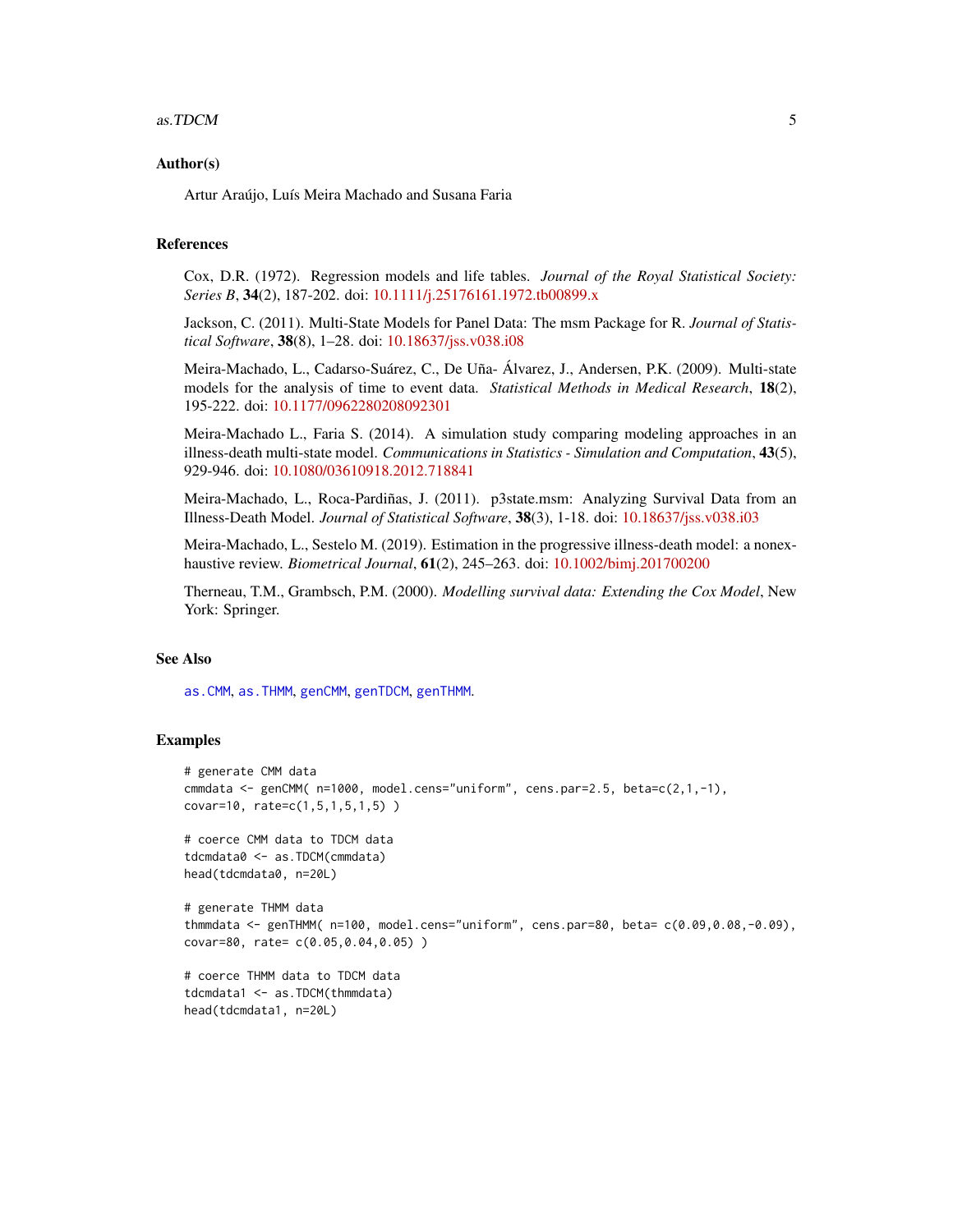## Author(s)

Artur Araújo, Luís Meira Machado and Susana Faria

## References

Cox, D.R. (1972). Regression models and life tables. *Journal of the Royal Statistical Society: Series B*, **34**(2), 187-202. doi: 10.1111/j.25176161.1972.tb00899.x

Jackson, C. (2011). Multi-State Models for Panel Data: The msm Package for R. *Journal of Statistical Software*, **38**(8), 1–28. doi: 10.18637/jss.v038.i08

Meira-Machado, L., Cadarso-Suárez, C., De Uña- Álvarez, J., Andersen, P.K. (2009). Multi-state models for the analysis of time to event data. *Statistical Methods in Medical Research*, **18**(2), 195-222. doi: 10.1177/0962280208092301

Meira-Machado L., Faria S. (2014). A simulation study comparing modeling approaches in an illness-death multi-state model. *Communications in Statistics - Simulation and Computation*, **43**(5), 929-946. doi: 10.1080/03610918.2012.718841

Meira-Machado, L., Roca-Pardiñas, J. (2011). p3state.msm: Analyzing Survival Data from an Illness-Death Model. *Journal of Statistical Software*, **38**(3), 1-18. doi: 10.18637/jss.v038.i03

Meira-Machado, L., Sestelo M. (2019). Estimation in the progressive illness-death model: a nonexhaustive review. *Biometrical Journal*, **61**(2), 245–263. doi: 10.1002/bimj.201700200

Therneau, T.M., Grambsch, P.M. (2000). *Modelling survival data: Extending the Cox Model*, New York: Springer.

## See Also

`as.CMM`, `as.THMM`, `genCMM`, `genTDCM`, `genTHMM`.

## Examples

```
# generate CMM data
cmmdata <- genCMM( n=1000, model.cens="uniform", cens.par=2.5, beta=c(2,1,-1),
covar=10, rate=c(1,5,1,5,1,5) )

# coerce CMM data to TDCM data
tdcmdata0 <- as.TDCM(cmmdata)
head(tdcmdata0, n=20L)

# generate THMM data
thmmdata <- genTHMM( n=100, model.cens="uniform", cens.par=80, beta= c(0.09,0.08,-0.09),
covar=80, rate= c(0.05,0.04,0.05) )

# coerce THMM data to TDCM data
tdcmdata1 <- as.TDCM(thmmdata)
head(tdcmdata1, n=20L)
```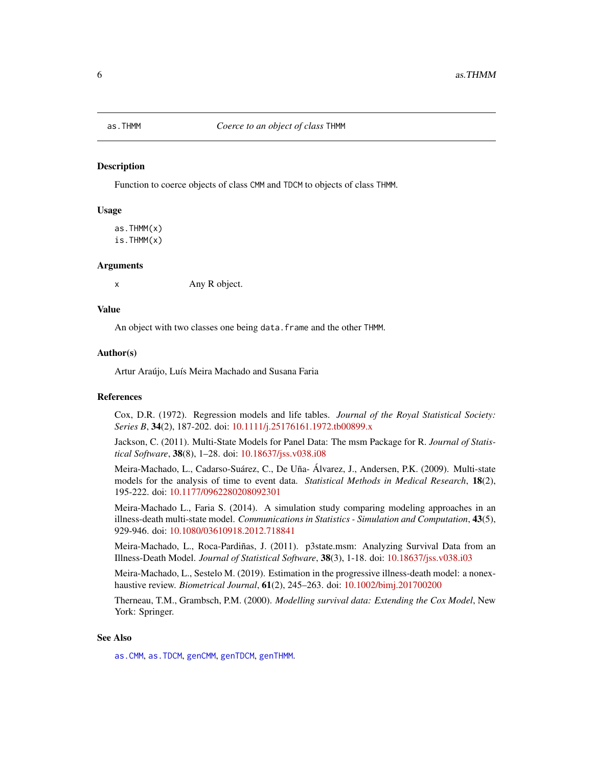as.THMM *Coerce to an object of class* THMM

### Description

Function to coerce objects of class CMM and TDCM to objects of class THMM.

### Usage

```
as.THMM(x)
is.THMM(x)
```

### Arguments

x Any R object.

### Value

An object with two classes one being data.frame and the other THMM.

### Author(s)

Artur Araújo, Luís Meira Machado and Susana Faria

### References

Cox, D.R. (1972). Regression models and life tables. *Journal of the Royal Statistical Society: Series B*, **34**(2), 187-202. doi: 10.1111/j.25176161.1972.tb00899.x

Jackson, C. (2011). Multi-State Models for Panel Data: The msm Package for R. *Journal of Statistical Software*, **38**(8), 1–28. doi: 10.18637/jss.v038.i08

Meira-Machado, L., Cadarso-Suárez, C., De Uña- Álvarez, J., Andersen, P.K. (2009). Multi-state models for the analysis of time to event data. *Statistical Methods in Medical Research*, **18**(2), 195-222. doi: 10.1177/0962280208092301

Meira-Machado L., Faria S. (2014). A simulation study comparing modeling approaches in an illness-death multi-state model. *Communications in Statistics - Simulation and Computation*, **43**(5), 929-946. doi: 10.1080/03610918.2012.718841

Meira-Machado, L., Roca-Pardiñas, J. (2011). p3state.msm: Analyzing Survival Data from an Illness-Death Model. *Journal of Statistical Software*, **38**(3), 1-18. doi: 10.18637/jss.v038.i03

Meira-Machado, L., Sestelo M. (2019). Estimation in the progressive illness-death model: a nonexhaustive review. *Biometrical Journal*, **61**(2), 245–263. doi: 10.1002/bimj.201700200

Therneau, T.M., Grambsch, P.M. (2000). *Modelling survival data: Extending the Cox Model*, New York: Springer.

### See Also

as.CMM, as.TDCM, genCMM, genTDCM, genTHMM.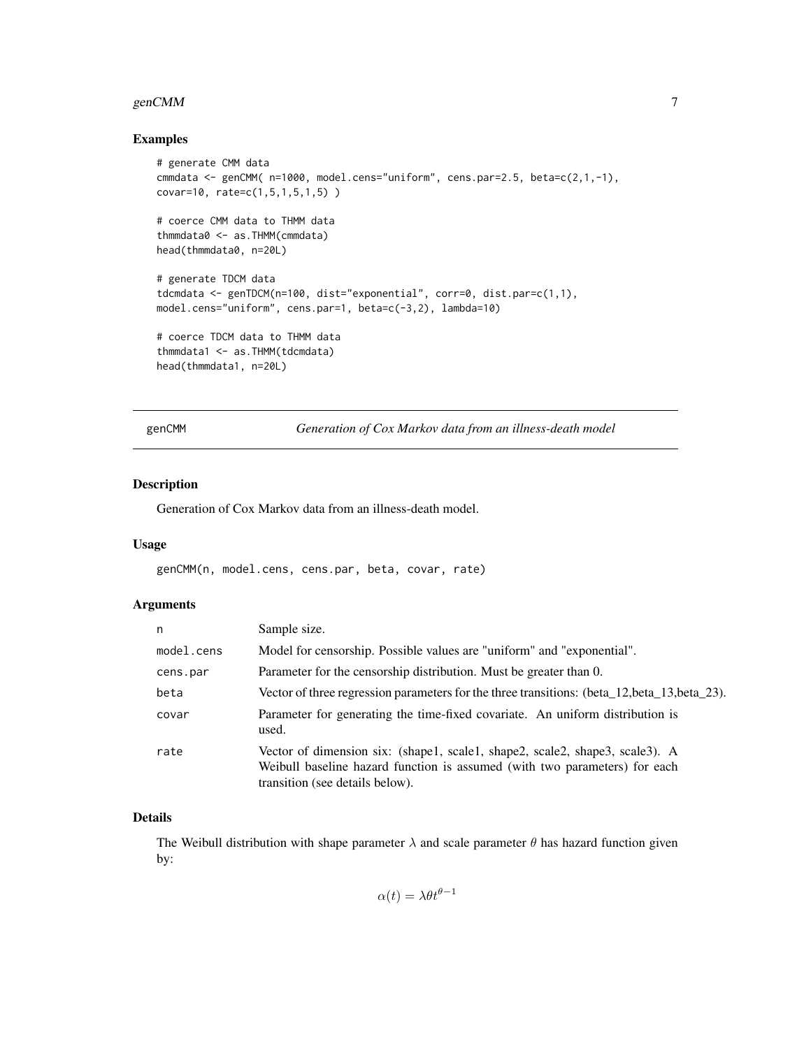## Examples

```
# generate CMM data
cmmdata <- genCMM( n=1000, model.cens="uniform", cens.par=2.5, beta=c(2,1,-1),
covar=10, rate=c(1,5,1,5,1,5) )

# coerce CMM data to THMM data
thmmdata0 <- as.THMM(cmmdata)
head(thmmdata0, n=20L)

# generate TDCM data
tdcmdata <- genTDCM(n=100, dist="exponential", corr=0, dist.par=c(1,1),
model.cens="uniform", cens.par=1, beta=c(-3,2), lambda=10)

# coerce TDCM data to THMM data
thmmdata1 <- as.THMM(tdcmdata)
head(thmmdata1, n=20L)
```

---

# genCMM — *Generation of Cox Markov data from an illness-death model*

---

## Description

Generation of Cox Markov data from an illness-death model.

## Usage

```
genCMM(n, model.cens, cens.par, beta, covar, rate)
```

## Arguments

| | |
|---|---|
| `n` | Sample size. |
| `model.cens` | Model for censorship. Possible values are "uniform" and "exponential". |
| `cens.par` | Parameter for the censorship distribution. Must be greater than 0. |
| `beta` | Vector of three regression parameters for the three transitions: (beta_12,beta_13,beta_23). |
| `covar` | Parameter for generating the time-fixed covariate. An uniform distribution is used. |
| `rate` | Vector of dimension six: (shape1, scale1, shape2, scale2, shape3, scale3). A Weibull baseline hazard function is assumed (with two parameters) for each transition (see details below). |

## Details

The Weibull distribution with shape parameter $\lambda$ and scale parameter $\theta$ has hazard function given by:

$$\alpha(t) = \lambda\theta t^{\theta-1}$$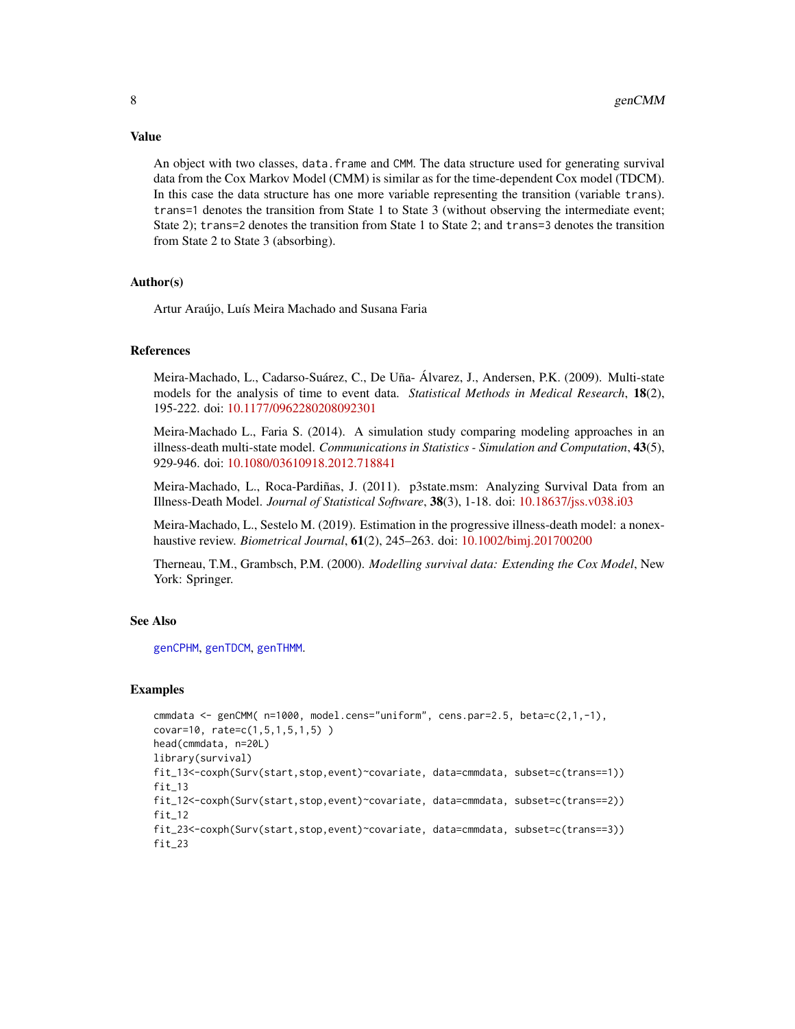## Value

An object with two classes, `data.frame` and `CMM`. The data structure used for generating survival data from the Cox Markov Model (CMM) is similar as for the time-dependent Cox model (TDCM). In this case the data structure has one more variable representing the transition (variable `trans`). `trans=1` denotes the transition from State 1 to State 3 (without observing the intermediate event; State 2); `trans=2` denotes the transition from State 1 to State 2; and `trans=3` denotes the transition from State 2 to State 3 (absorbing).

## Author(s)

Artur Araújo, Luís Meira Machado and Susana Faria

## References

Meira-Machado, L., Cadarso-Suárez, C., De Uña- Álvarez, J., Andersen, P.K. (2009). Multi-state models for the analysis of time to event data. *Statistical Methods in Medical Research*, **18**(2), 195-222. doi: 10.1177/0962280208092301

Meira-Machado L., Faria S. (2014). A simulation study comparing modeling approaches in an illness-death multi-state model. *Communications in Statistics - Simulation and Computation*, **43**(5), 929-946. doi: 10.1080/03610918.2012.718841

Meira-Machado, L., Roca-Pardiñas, J. (2011). p3state.msm: Analyzing Survival Data from an Illness-Death Model. *Journal of Statistical Software*, **38**(3), 1-18. doi: 10.18637/jss.v038.i03

Meira-Machado, L., Sestelo M. (2019). Estimation in the progressive illness-death model: a nonexhaustive review. *Biometrical Journal*, **61**(2), 245–263. doi: 10.1002/bimj.201700200

Therneau, T.M., Grambsch, P.M. (2000). *Modelling survival data: Extending the Cox Model*, New York: Springer.

## See Also

`genCPHM`, `genTDCM`, `genTHMM`.

## Examples

```
cmmdata <- genCMM( n=1000, model.cens="uniform", cens.par=2.5, beta=c(2,1,-1),
covar=10, rate=c(1,5,1,5,1,5) )
head(cmmdata, n=20L)
library(survival)
fit_13<-coxph(Surv(start,stop,event)~covariate, data=cmmdata, subset=c(trans==1))
fit_13
fit_12<-coxph(Surv(start,stop,event)~covariate, data=cmmdata, subset=c(trans==2))
fit_12
fit_23<-coxph(Surv(start,stop,event)~covariate, data=cmmdata, subset=c(trans==3))
fit_23
```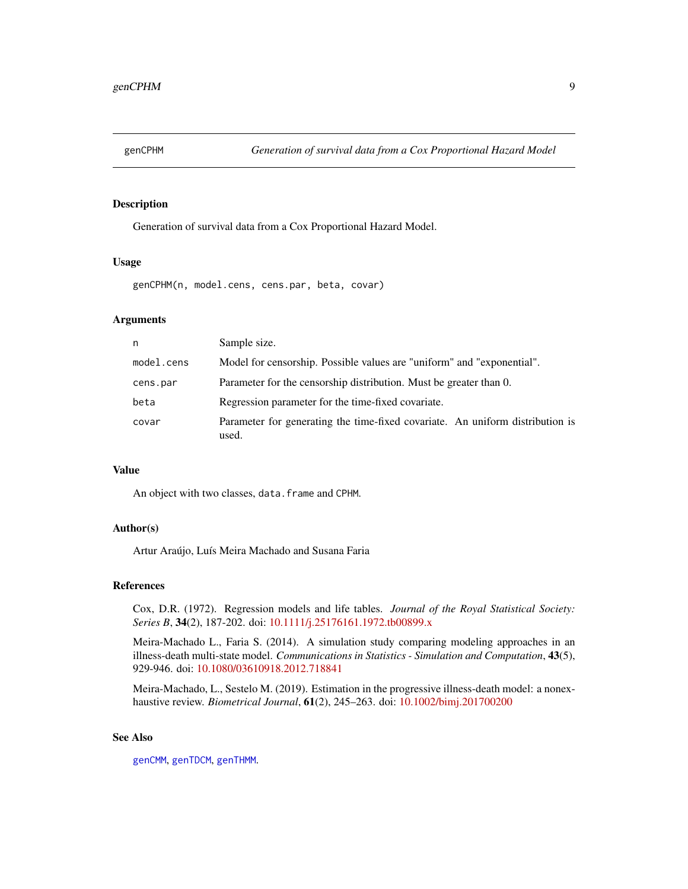## genCPHM — *Generation of survival data from a Cox Proportional Hazard Model*

### Description

Generation of survival data from a Cox Proportional Hazard Model.

### Usage

```
genCPHM(n, model.cens, cens.par, beta, covar)
```

### Arguments

| | |
|---|---|
| n | Sample size. |
| model.cens | Model for censorship. Possible values are "uniform" and "exponential". |
| cens.par | Parameter for the censorship distribution. Must be greater than 0. |
| beta | Regression parameter for the time-fixed covariate. |
| covar | Parameter for generating the time-fixed covariate. An uniform distribution is used. |

### Value

An object with two classes, `data.frame` and `CPHM`.

### Author(s)

Artur Araújo, Luís Meira Machado and Susana Faria

### References

Cox, D.R. (1972). Regression models and life tables. *Journal of the Royal Statistical Society: Series B*, **34**(2), 187-202. doi: 10.1111/j.25176161.1972.tb00899.x

Meira-Machado L., Faria S. (2014). A simulation study comparing modeling approaches in an illness-death multi-state model. *Communications in Statistics - Simulation and Computation*, **43**(5), 929-946. doi: 10.1080/03610918.2012.718841

Meira-Machado, L., Sestelo M. (2019). Estimation in the progressive illness-death model: a nonexhaustive review. *Biometrical Journal*, **61**(2), 245–263. doi: 10.1002/bimj.201700200

### See Also

`genCMM`, `genTDCM`, `genTHMM`.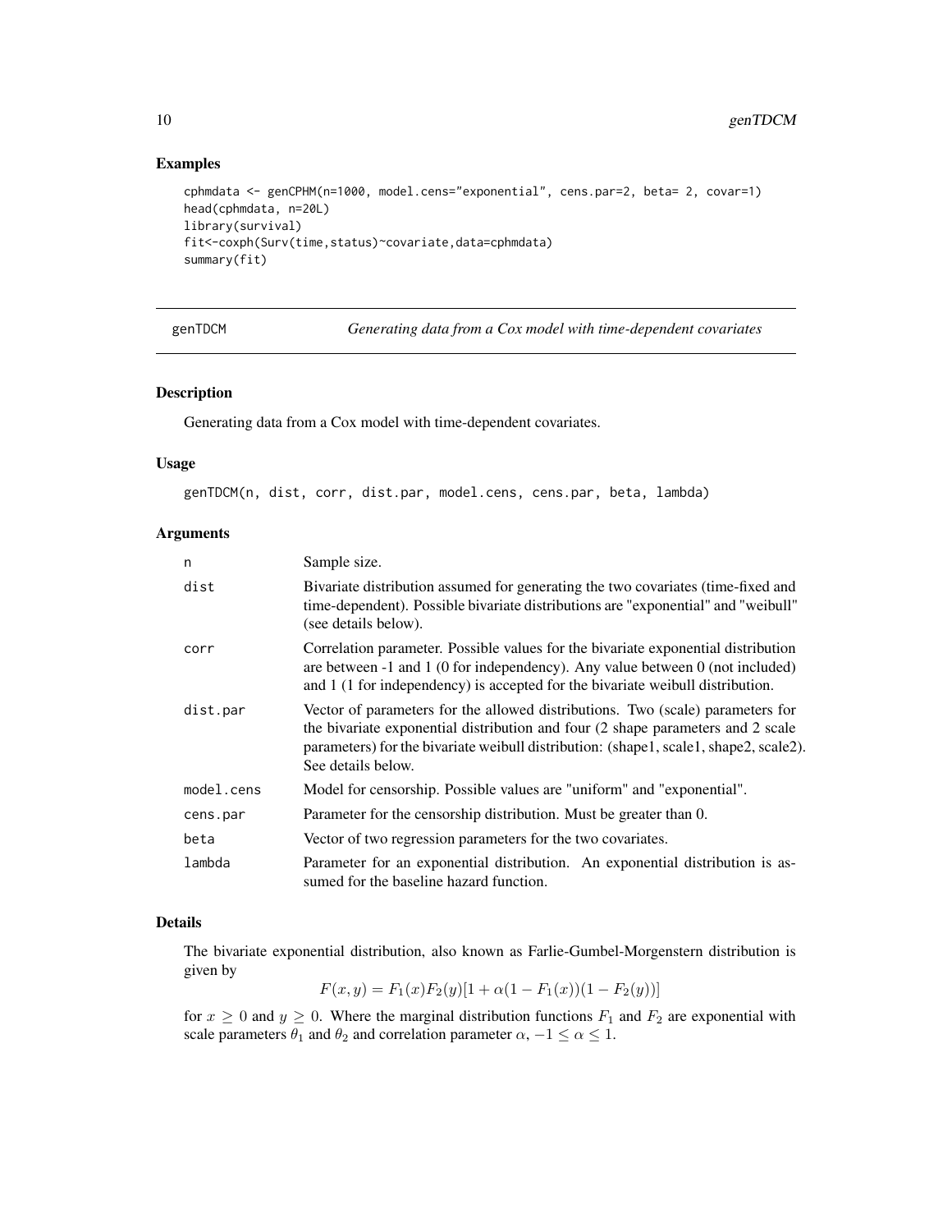## Examples

```
cphmdata <- genCPHM(n=1000, model.cens="exponential", cens.par=2, beta= 2, covar=1)
head(cphmdata, n=20L)
library(survival)
fit<-coxph(Surv(time,status)~covariate,data=cphmdata)
summary(fit)
```

---

`genTDCM` *Generating data from a Cox model with time-dependent covariates*

---

## Description

Generating data from a Cox model with time-dependent covariates.

## Usage

```
genTDCM(n, dist, corr, dist.par, model.cens, cens.par, beta, lambda)
```

## Arguments

| | |
|---|---|
| n | Sample size. |
| dist | Bivariate distribution assumed for generating the two covariates (time-fixed and time-dependent). Possible bivariate distributions are "exponential" and "weibull" (see details below). |
| corr | Correlation parameter. Possible values for the bivariate exponential distribution are between -1 and 1 (0 for independency). Any value between 0 (not included) and 1 (1 for independency) is accepted for the bivariate weibull distribution. |
| dist.par | Vector of parameters for the allowed distributions. Two (scale) parameters for the bivariate exponential distribution and four (2 shape parameters and 2 scale parameters) for the bivariate weibull distribution: (shape1, scale1, shape2, scale2). See details below. |
| model.cens | Model for censorship. Possible values are "uniform" and "exponential". |
| cens.par | Parameter for the censorship distribution. Must be greater than 0. |
| beta | Vector of two regression parameters for the two covariates. |
| lambda | Parameter for an exponential distribution. An exponential distribution is assumed for the baseline hazard function. |

## Details

The bivariate exponential distribution, also known as Farlie-Gumbel-Morgenstern distribution is given by

$$F(x, y) = F_1(x)F_2(y)[1 + \alpha(1 - F_1(x))(1 - F_2(y))]$$

for $x \geq 0$ and $y \geq 0$. Where the marginal distribution functions $F_1$ and $F_2$ are exponential with scale parameters $\theta_1$ and $\theta_2$ and correlation parameter $\alpha$, $-1 \leq \alpha \leq 1$.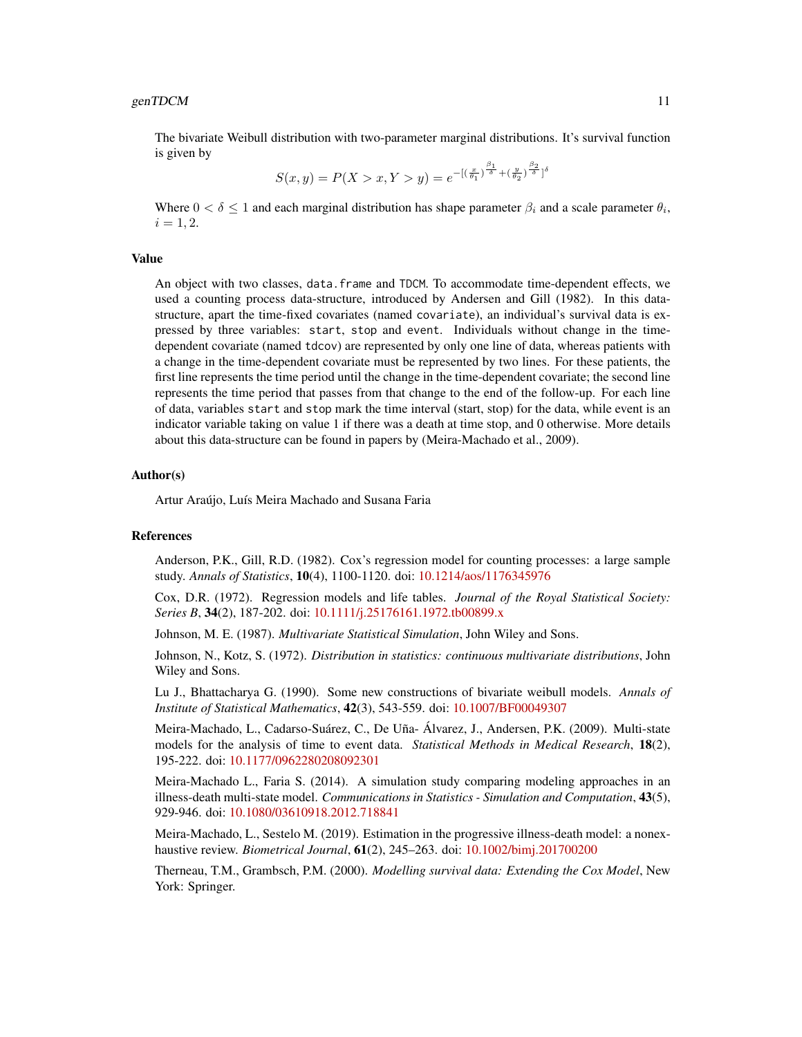The bivariate Weibull distribution with two-parameter marginal distributions. It's survival function is given by

$$S(x, y) = P(X > x, Y > y) = e^{-[(\frac{x}{\theta_1})^{\frac{\beta_1}{\delta}} + (\frac{y}{\theta_2})^{\frac{\beta_2}{\delta}}]^{\delta}}$$

Where $0 < \delta \leq 1$ and each marginal distribution has shape parameter $\beta_i$ and a scale parameter $\theta_i$, $i = 1, 2$.

## Value

An object with two classes, `data.frame` and `TDCM`. To accommodate time-dependent effects, we used a counting process data-structure, introduced by Andersen and Gill (1982). In this data-structure, apart the time-fixed covariates (named `covariate`), an individual's survival data is expressed by three variables: `start`, `stop` and `event`. Individuals without change in the time-dependent covariate (named `tdcov`) are represented by only one line of data, whereas patients with a change in the time-dependent covariate must be represented by two lines. For these patients, the first line represents the time period until the change in the time-dependent covariate; the second line represents the time period that passes from that change to the end of the follow-up. For each line of data, variables `start` and `stop` mark the time interval (start, stop) for the data, while event is an indicator variable taking on value 1 if there was a death at time stop, and 0 otherwise. More details about this data-structure can be found in papers by (Meira-Machado et al., 2009).

## Author(s)

Artur Araújo, Luís Meira Machado and Susana Faria

## References

Anderson, P.K., Gill, R.D. (1982). Cox's regression model for counting processes: a large sample study. *Annals of Statistics*, **10**(4), 1100-1120. doi: 10.1214/aos/1176345976

Cox, D.R. (1972). Regression models and life tables. *Journal of the Royal Statistical Society: Series B*, **34**(2), 187-202. doi: 10.1111/j.25176161.1972.tb00899.x

Johnson, M. E. (1987). *Multivariate Statistical Simulation*, John Wiley and Sons.

Johnson, N., Kotz, S. (1972). *Distribution in statistics: continuous multivariate distributions*, John Wiley and Sons.

Lu J., Bhattacharya G. (1990). Some new constructions of bivariate weibull models. *Annals of Institute of Statistical Mathematics*, **42**(3), 543-559. doi: 10.1007/BF00049307

Meira-Machado, L., Cadarso-Suárez, C., De Uña- Álvarez, J., Andersen, P.K. (2009). Multi-state models for the analysis of time to event data. *Statistical Methods in Medical Research*, **18**(2), 195-222. doi: 10.1177/0962280208092301

Meira-Machado L., Faria S. (2014). A simulation study comparing modeling approaches in an illness-death multi-state model. *Communications in Statistics - Simulation and Computation*, **43**(5), 929-946. doi: 10.1080/03610918.2012.718841

Meira-Machado, L., Sestelo M. (2019). Estimation in the progressive illness-death model: a nonexhaustive review. *Biometrical Journal*, **61**(2), 245–263. doi: 10.1002/bimj.201700200

Therneau, T.M., Grambsch, P.M. (2000). *Modelling survival data: Extending the Cox Model*, New York: Springer.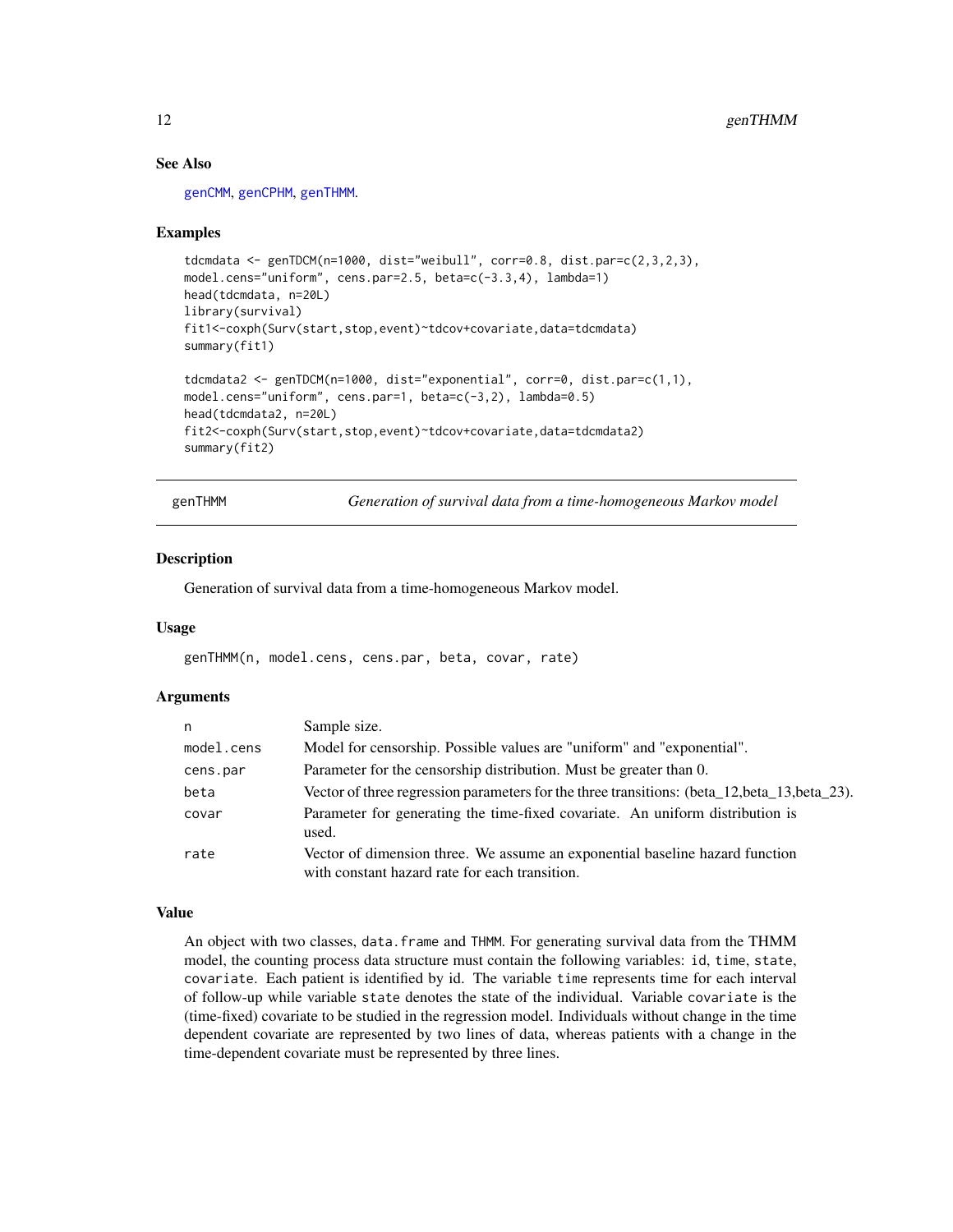### See Also

genCMM, genCPHM, genTHMM.

### Examples

```
tdcmdata <- genTDCM(n=1000, dist="weibull", corr=0.8, dist.par=c(2,3,2,3),
model.cens="uniform", cens.par=2.5, beta=c(-3.3,4), lambda=1)
head(tdcmdata, n=20L)
library(survival)
fit1<-coxph(Surv(start,stop,event)~tdcov+covariate,data=tdcmdata)
summary(fit1)

tdcmdata2 <- genTDCM(n=1000, dist="exponential", corr=0, dist.par=c(1,1),
model.cens="uniform", cens.par=1, beta=c(-3,2), lambda=0.5)
head(tdcmdata2, n=20L)
fit2<-coxph(Surv(start,stop,event)~tdcov+covariate,data=tdcmdata2)
summary(fit2)
```

---

## genTHMM — *Generation of survival data from a time-homogeneous Markov model*

### Description

Generation of survival data from a time-homogeneous Markov model.

### Usage

```
genTHMM(n, model.cens, cens.par, beta, covar, rate)
```

### Arguments

| | |
|---|---|
| n | Sample size. |
| model.cens | Model for censorship. Possible values are "uniform" and "exponential". |
| cens.par | Parameter for the censorship distribution. Must be greater than 0. |
| beta | Vector of three regression parameters for the three transitions: (beta_12,beta_13,beta_23). |
| covar | Parameter for generating the time-fixed covariate. An uniform distribution is used. |
| rate | Vector of dimension three. We assume an exponential baseline hazard function with constant hazard rate for each transition. |

### Value

An object with two classes, `data.frame` and `THMM`. For generating survival data from the THMM model, the counting process data structure must contain the following variables: `id`, `time`, `state`, `covariate`. Each patient is identified by id. The variable `time` represents time for each interval of follow-up while variable `state` denotes the state of the individual. Variable `covariate` is the (time-fixed) covariate to be studied in the regression model. Individuals without change in the time dependent covariate are represented by two lines of data, whereas patients with a change in the time-dependent covariate must be represented by three lines.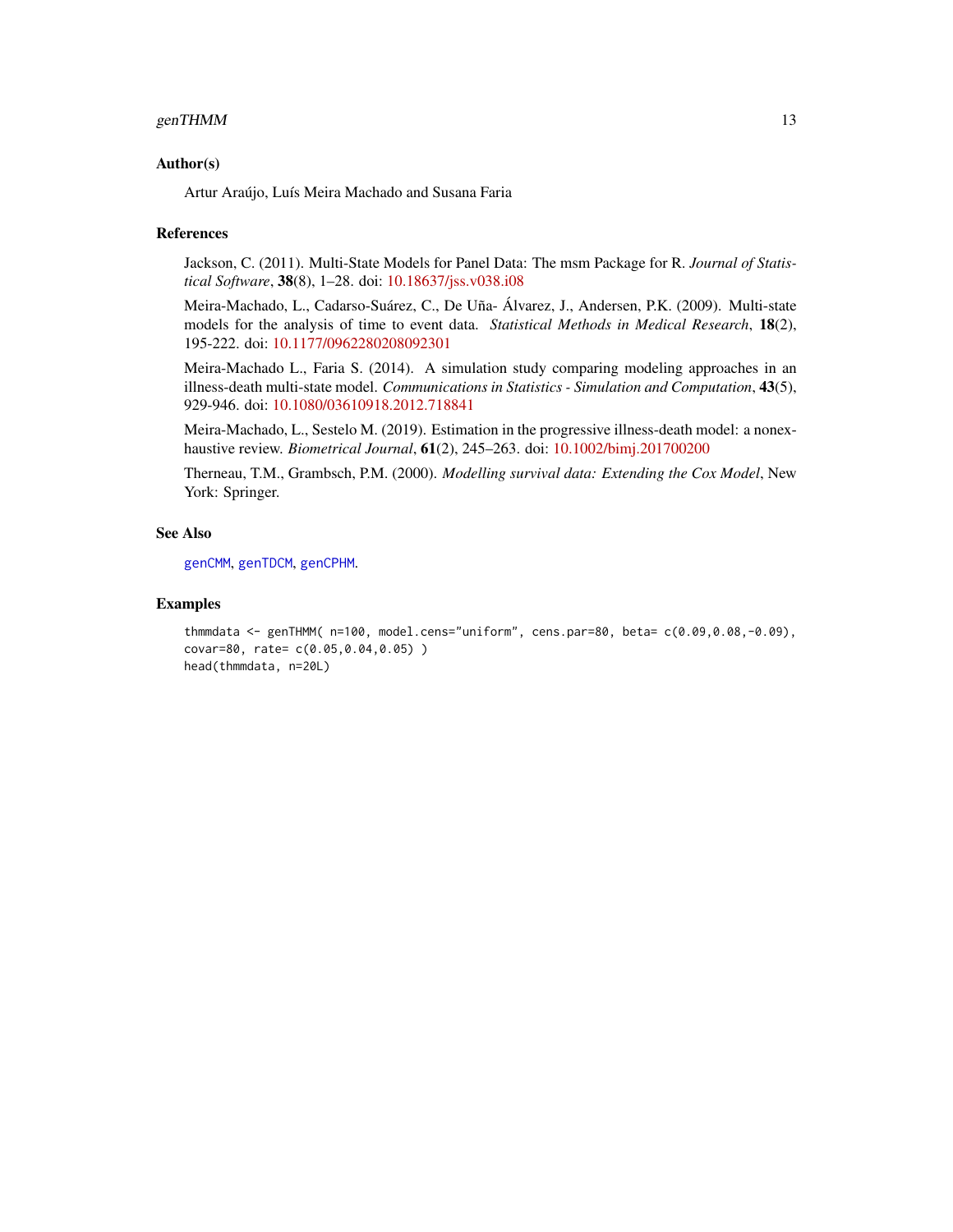### Author(s)

Artur Araújo, Luís Meira Machado and Susana Faria

### References

Jackson, C. (2011). Multi-State Models for Panel Data: The msm Package for R. *Journal of Statistical Software*, **38**(8), 1–28. doi: 10.18637/jss.v038.i08

Meira-Machado, L., Cadarso-Suárez, C., De Uña- Álvarez, J., Andersen, P.K. (2009). Multi-state models for the analysis of time to event data. *Statistical Methods in Medical Research*, **18**(2), 195-222. doi: 10.1177/0962280208092301

Meira-Machado L., Faria S. (2014). A simulation study comparing modeling approaches in an illness-death multi-state model. *Communications in Statistics - Simulation and Computation*, **43**(5), 929-946. doi: 10.1080/03610918.2012.718841

Meira-Machado, L., Sestelo M. (2019). Estimation in the progressive illness-death model: a nonexhaustive review. *Biometrical Journal*, **61**(2), 245–263. doi: 10.1002/bimj.201700200

Therneau, T.M., Grambsch, P.M. (2000). *Modelling survival data: Extending the Cox Model*, New York: Springer.

### See Also

genCMM, genTDCM, genCPHM.

### Examples

```
thmmdata <- genTHMM( n=100, model.cens="uniform", cens.par=80, beta= c(0.09,0.08,-0.09),
covar=80, rate= c(0.05,0.04,0.05) )
head(thmmdata, n=20L)
```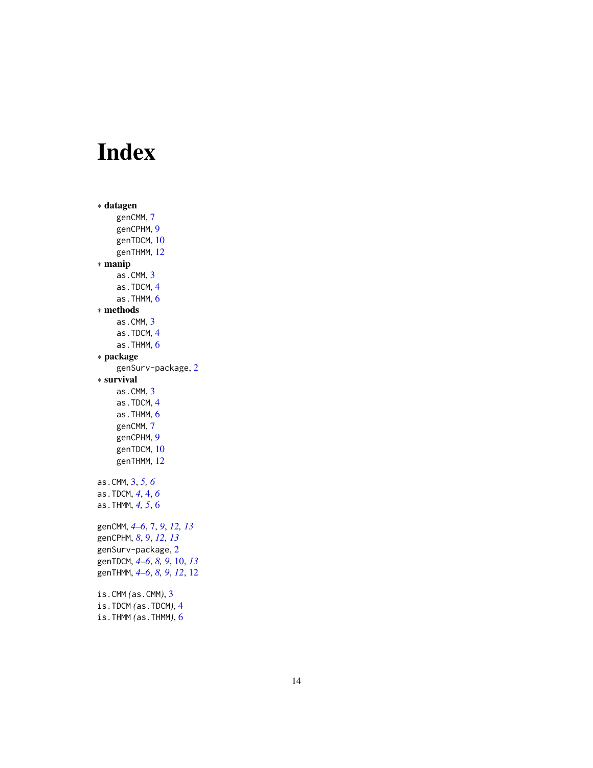# Index

∗ **datagen**
- genCMM, 7
- genCPHM, 9
- genTDCM, 10
- genTHMM, 12

∗ **manip**
- as.CMM, 3
- as.TDCM, 4
- as.THMM, 6

∗ **methods**
- as.CMM, 3
- as.TDCM, 4
- as.THMM, 6

∗ **package**
- genSurv-package, 2

∗ **survival**
- as.CMM, 3
- as.TDCM, 4
- as.THMM, 6
- genCMM, 7
- genCPHM, 9
- genTDCM, 10
- genTHMM, 12

as.CMM, 3, *5, 6*
as.TDCM, *4*, 4, *6*
as.THMM, *4, 5*, 6

genCMM, *4–6*, 7, *9*, *12, 13*
genCPHM, *8*, 9, *12, 13*
genSurv-package, 2
genTDCM, *4–6*, *8, 9*, 10, *13*
genTHMM, *4–6*, *8, 9*, *12*, 12

is.CMM *(as.CMM)*, 3
is.TDCM *(as.TDCM)*, 4
is.THMM *(as.THMM)*, 6